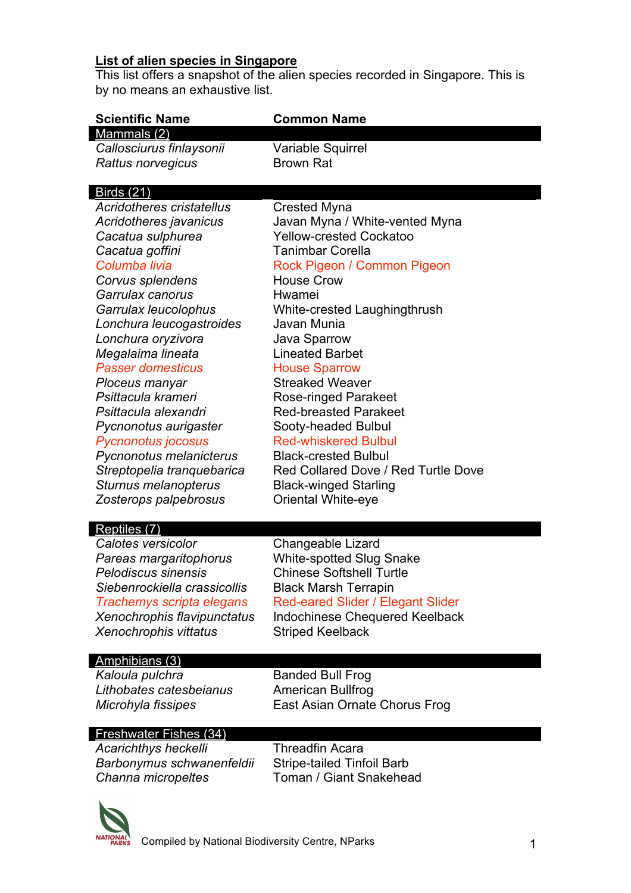## List of alien species in Singapore

This list offers a snapshot of the alien species recorded in Singapore. This is by no means an exhaustive list.

| Scientific Name | Common Name |
|---|---|
| **Mammals (2)** | |
| *Callosciurus finlaysonii* | Variable Squirrel |
| *Rattus norvegicus* | Brown Rat |
| **Birds (21)** | |
| *Acridotheres cristatellus* | Crested Myna |
| *Acridotheres javanicus* | Javan Myna / White-vented Myna |
| *Cacatua sulphurea* | Yellow-crested Cockatoo |
| *Cacatua goffini* | Tanimbar Corella |
| *Columba livia* | Rock Pigeon / Common Pigeon |
| *Corvus splendens* | House Crow |
| *Garrulax canorus* | Hwamei |
| *Garrulax leucolophus* | White-crested Laughingthrush |
| *Lonchura leucogastroides* | Javan Munia |
| *Lonchura oryzivora* | Java Sparrow |
| *Megalaima lineata* | Lineated Barbet |
| *Passer domesticus* | House Sparrow |
| *Ploceus manyar* | Streaked Weaver |
| *Psittacula krameri* | Rose-ringed Parakeet |
| *Psittacula alexandri* | Red-breasted Parakeet |
| *Pycnonotus aurigaster* | Sooty-headed Bulbul |
| *Pycnonotus jocosus* | Red-whiskered Bulbul |
| *Pycnonotus melanicterus* | Black-crested Bulbul |
| *Streptopelia tranquebarica* | Red Collared Dove / Red Turtle Dove |
| *Sturnus melanopterus* | Black-winged Starling |
| *Zosterops palpebrosus* | Oriental White-eye |
| **Reptiles (7)** | |
| *Calotes versicolor* | Changeable Lizard |
| *Pareas margaritophorus* | White-spotted Slug Snake |
| *Pelodiscus sinensis* | Chinese Softshell Turtle |
| *Siebenrockiella crassicollis* | Black Marsh Terrapin |
| *Trachemys scripta elegans* | Red-eared Slider / Elegant Slider |
| *Xenochrophis flavipunctatus* | Indochinese Chequered Keelback |
| *Xenochrophis vittatus* | Striped Keelback |
| **Amphibians (3)** | |
| *Kaloula pulchra* | Banded Bull Frog |
| *Lithobates catesbeianus* | American Bullfrog |
| *Microhyla fissipes* | East Asian Ornate Chorus Frog |
| **Freshwater Fishes (34)** | |
| *Acarichthys heckelli* | Threadfin Acara |
| *Barbonymus schwanenfeldii* | Stripe-tailed Tinfoil Barb |
| *Channa micropeltes* | Toman / Giant Snakehead |

Compiled by National Biodiversity Centre, NParks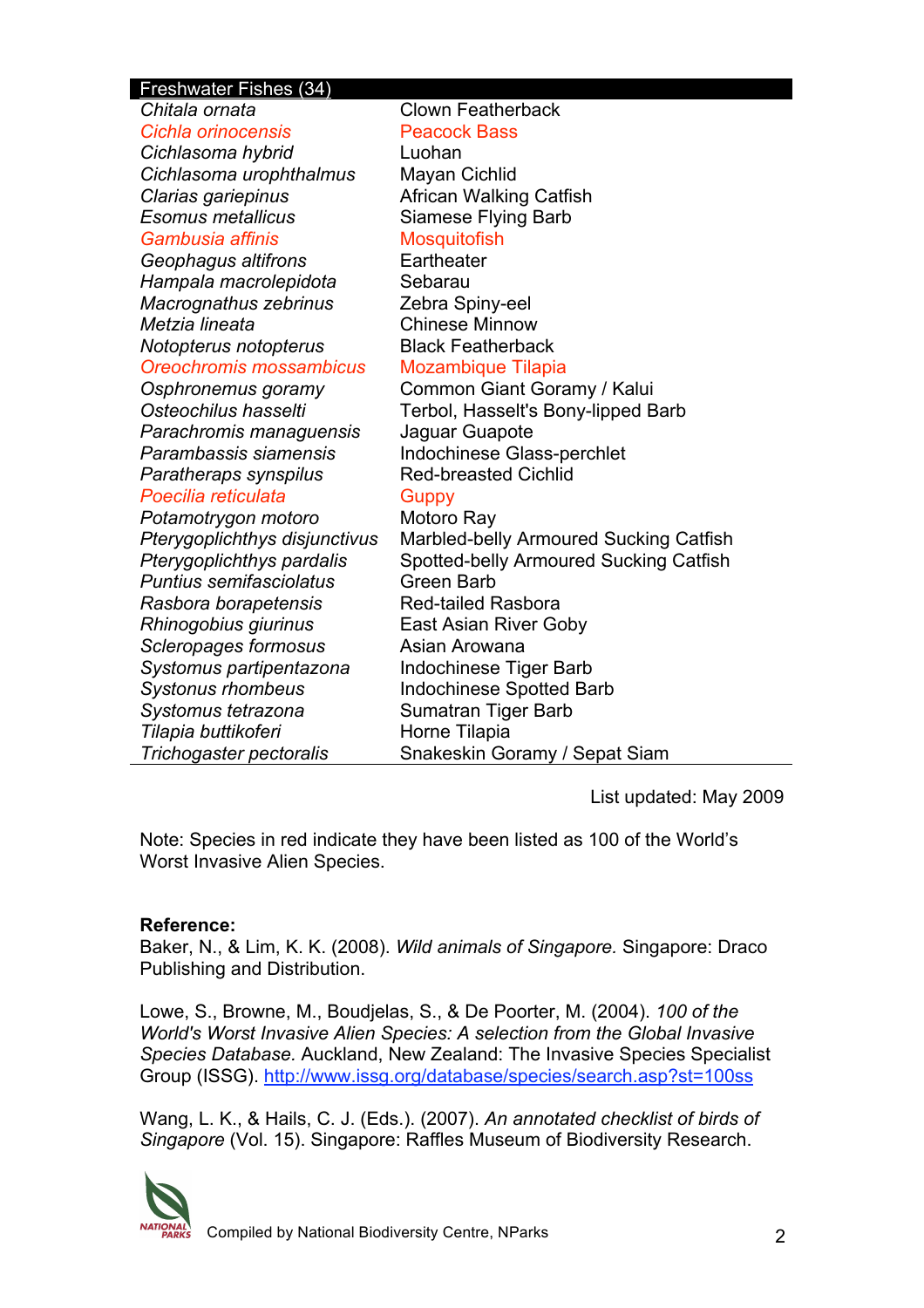| Freshwater Fishes (34) | |
|---|---|
| *Chitala ornata* | Clown Featherback |
| *Cichla orinocensis* | Peacock Bass |
| *Cichlasoma hybrid* | Luohan |
| *Cichlasoma urophthalmus* | Mayan Cichlid |
| *Clarias gariepinus* | African Walking Catfish |
| *Esomus metallicus* | Siamese Flying Barb |
| *Gambusia affinis* | Mosquitofish |
| *Geophagus altifrons* | Eartheater |
| *Hampala macrolepidota* | Sebarau |
| *Macrognathus zebrinus* | Zebra Spiny-eel |
| *Metzia lineata* | Chinese Minnow |
| *Notopterus notopterus* | Black Featherback |
| *Oreochromis mossambicus* | Mozambique Tilapia |
| *Osphronemus goramy* | Common Giant Goramy / Kalui |
| *Osteochilus hasselti* | Terbol, Hasselt's Bony-lipped Barb |
| *Parachromis managuensis* | Jaguar Guapote |
| *Parambassis siamensis* | Indochinese Glass-perchlet |
| *Paratheraps synspilus* | Red-breasted Cichlid |
| *Poecilia reticulata* | Guppy |
| *Potamotrygon motoro* | Motoro Ray |
| *Pterygoplichthys disjunctivus* | Marbled-belly Armoured Sucking Catfish |
| *Pterygoplichthys pardalis* | Spotted-belly Armoured Sucking Catfish |
| *Puntius semifasciolatus* | Green Barb |
| *Rasbora borapetensis* | Red-tailed Rasbora |
| *Rhinogobius giurinus* | East Asian River Goby |
| *Scleropages formosus* | Asian Arowana |
| *Systomus partipentazona* | Indochinese Tiger Barb |
| *Systonus rhombeus* | Indochinese Spotted Barb |
| *Systomus tetrazona* | Sumatran Tiger Barb |
| *Tilapia buttikoferi* | Horne Tilapia |
| *Trichogaster pectoralis* | Snakeskin Goramy / Sepat Siam |

List updated: May 2009

Note: Species in red indicate they have been listed as 100 of the World's Worst Invasive Alien Species.

**Reference:**

Baker, N., & Lim, K. K. (2008). *Wild animals of Singapore.* Singapore: Draco Publishing and Distribution.

Lowe, S., Browne, M., Boudjelas, S., & De Poorter, M. (2004). *100 of the World's Worst Invasive Alien Species: A selection from the Global Invasive Species Database.* Auckland, New Zealand: The Invasive Species Specialist Group (ISSG). http://www.issg.org/database/species/search.asp?st=100ss

Wang, L. K., & Hails, C. J. (Eds.). (2007). *An annotated checklist of birds of Singapore* (Vol. 15). Singapore: Raffles Museum of Biodiversity Research.

Compiled by National Biodiversity Centre, NParks